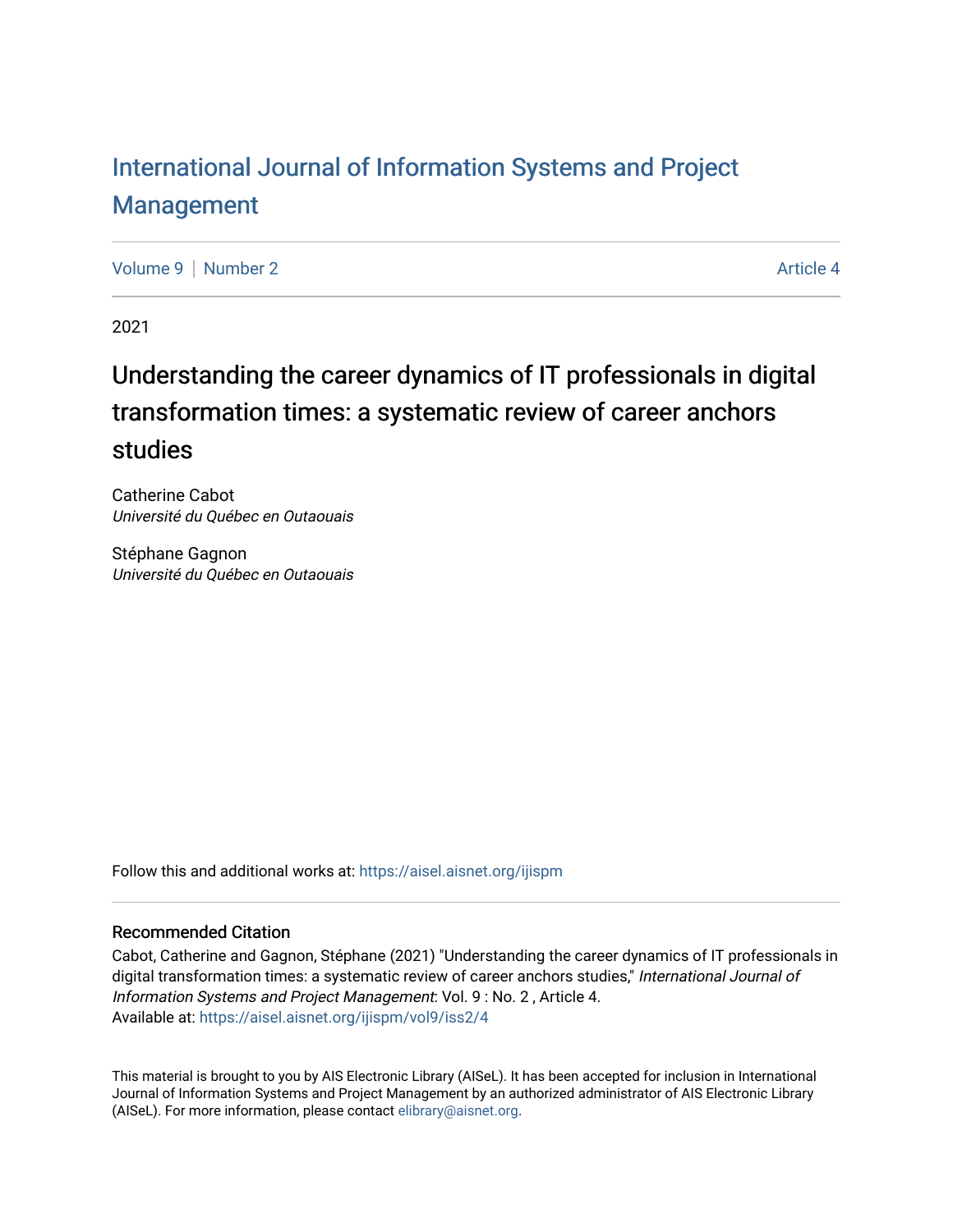# International Journal of Information Systems and Project Management

Volume 9 | Number 2 | Article 4

2021

## Understanding the career dynamics of IT professionals in digital transformation times: a systematic review of career anchors studies

Catherine Cabot
*Université du Québec en Outaouais*

Stéphane Gagnon
*Université du Québec en Outaouais*

Follow this and additional works at: https://aisel.aisnet.org/ijispm

### Recommended Citation

Cabot, Catherine and Gagnon, Stéphane (2021) "Understanding the career dynamics of IT professionals in digital transformation times: a systematic review of career anchors studies," *International Journal of Information Systems and Project Management*: Vol. 9 : No. 2 , Article 4.
Available at: https://aisel.aisnet.org/ijispm/vol9/iss2/4

This material is brought to you by AIS Electronic Library (AISeL). It has been accepted for inclusion in International Journal of Information Systems and Project Management by an authorized administrator of AIS Electronic Library (AISeL). For more information, please contact elibrary@aisnet.org.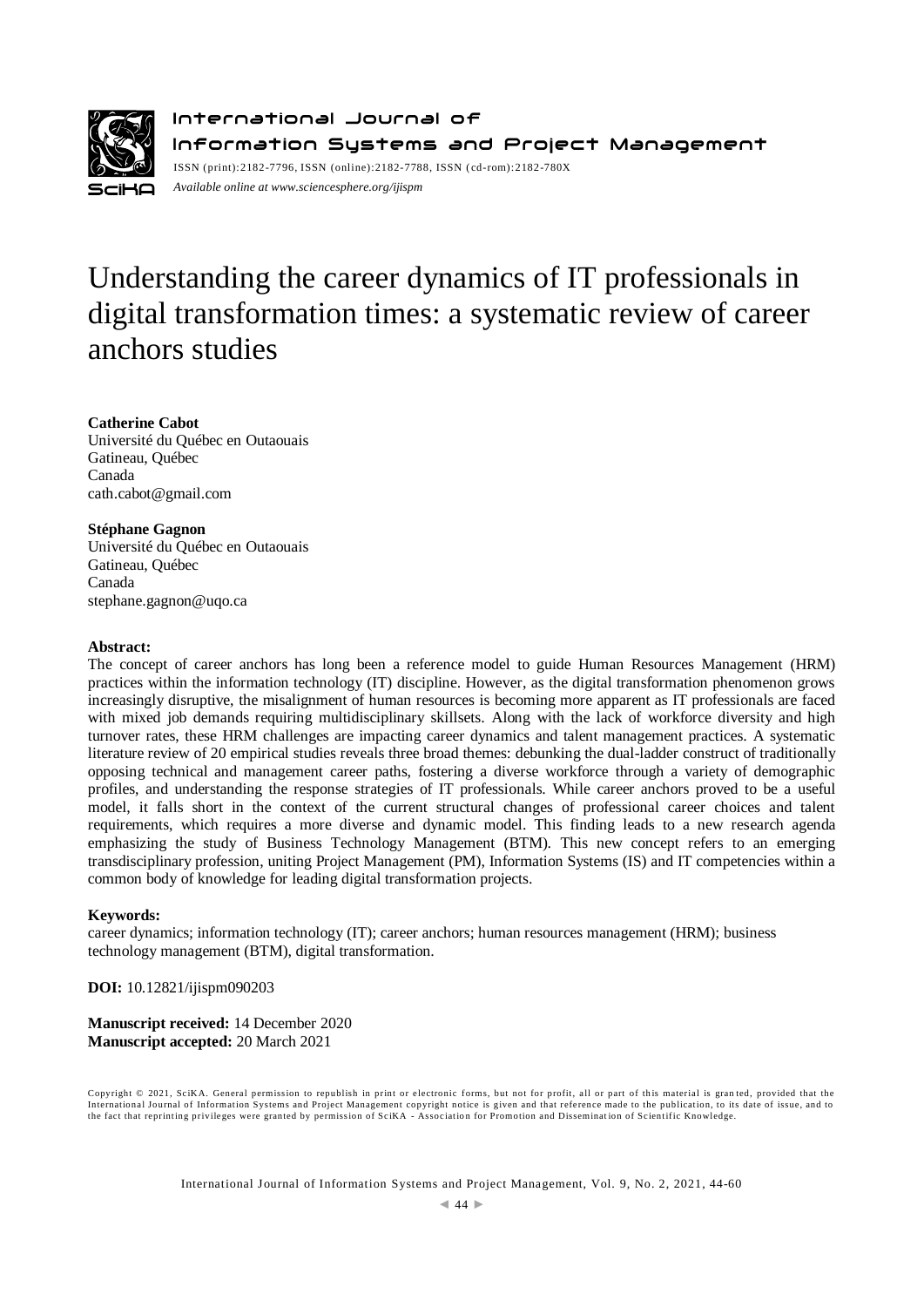# Understanding the career dynamics of IT professionals in digital transformation times: a systematic review of career anchors studies

**Catherine Cabot**
Université du Québec en Outaouais
Gatineau, Québec
Canada
cath.cabot@gmail.com

**Stéphane Gagnon**
Université du Québec en Outaouais
Gatineau, Québec
Canada
stephane.gagnon@uqo.ca

**Abstract:**
The concept of career anchors has long been a reference model to guide Human Resources Management (HRM) practices within the information technology (IT) discipline. However, as the digital transformation phenomenon grows increasingly disruptive, the misalignment of human resources is becoming more apparent as IT professionals are faced with mixed job demands requiring multidisciplinary skillsets. Along with the lack of workforce diversity and high turnover rates, these HRM challenges are impacting career dynamics and talent management practices. A systematic literature review of 20 empirical studies reveals three broad themes: debunking the dual-ladder construct of traditionally opposing technical and management career paths, fostering a diverse workforce through a variety of demographic profiles, and understanding the response strategies of IT professionals. While career anchors proved to be a useful model, it falls short in the context of the current structural changes of professional career choices and talent requirements, which requires a more diverse and dynamic model. This finding leads to a new research agenda emphasizing the study of Business Technology Management (BTM). This new concept refers to an emerging transdisciplinary profession, uniting Project Management (PM), Information Systems (IS) and IT competencies within a common body of knowledge for leading digital transformation projects.

**Keywords:**
career dynamics; information technology (IT); career anchors; human resources management (HRM); business technology management (BTM), digital transformation.

**DOI:** 10.12821/ijispm090203

**Manuscript received:** 14 December 2020
**Manuscript accepted:** 20 March 2021

Copyright © 2021, SciKA. General permission to republish in print or electronic forms, but not for profit, all or part of this material is granted, provided that the International Journal of Information Systems and Project Management copyright notice is given and that reference made to the publication, to its date of issue, and to the fact that reprinting privileges were granted by permission of SciKA - Association for Promotion and Dissemination of Scientific Knowledge.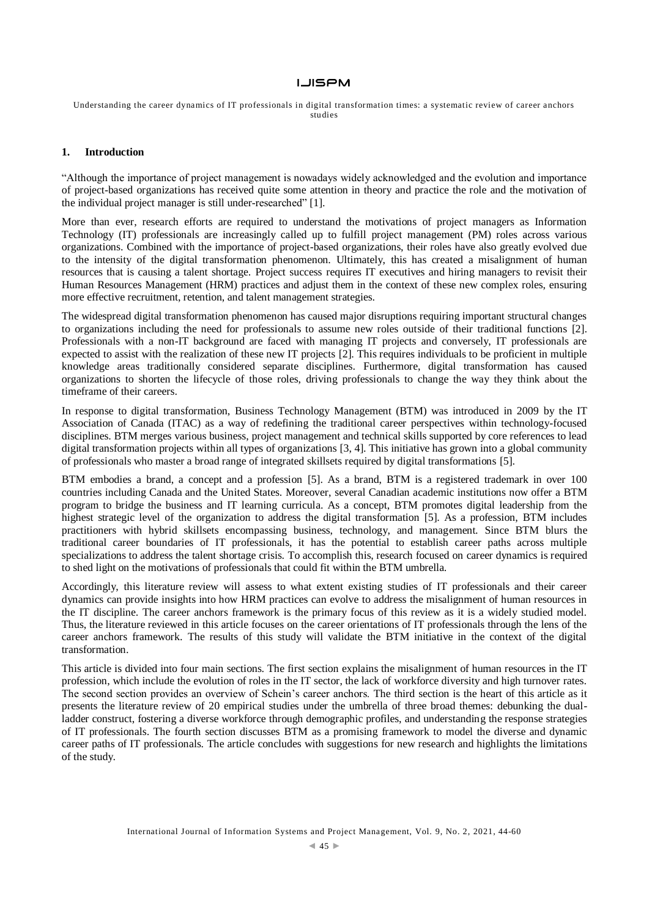## 1. Introduction

"Although the importance of project management is nowadays widely acknowledged and the evolution and importance of project-based organizations has received quite some attention in theory and practice the role and the motivation of the individual project manager is still under-researched" [1].

More than ever, research efforts are required to understand the motivations of project managers as Information Technology (IT) professionals are increasingly called up to fulfill project management (PM) roles across various organizations. Combined with the importance of project-based organizations, their roles have also greatly evolved due to the intensity of the digital transformation phenomenon. Ultimately, this has created a misalignment of human resources that is causing a talent shortage. Project success requires IT executives and hiring managers to revisit their Human Resources Management (HRM) practices and adjust them in the context of these new complex roles, ensuring more effective recruitment, retention, and talent management strategies.

The widespread digital transformation phenomenon has caused major disruptions requiring important structural changes to organizations including the need for professionals to assume new roles outside of their traditional functions [2]. Professionals with a non-IT background are faced with managing IT projects and conversely, IT professionals are expected to assist with the realization of these new IT projects [2]. This requires individuals to be proficient in multiple knowledge areas traditionally considered separate disciplines. Furthermore, digital transformation has caused organizations to shorten the lifecycle of those roles, driving professionals to change the way they think about the timeframe of their careers.

In response to digital transformation, Business Technology Management (BTM) was introduced in 2009 by the IT Association of Canada (ITAC) as a way of redefining the traditional career perspectives within technology-focused disciplines. BTM merges various business, project management and technical skills supported by core references to lead digital transformation projects within all types of organizations [3, 4]. This initiative has grown into a global community of professionals who master a broad range of integrated skillsets required by digital transformations [5].

BTM embodies a brand, a concept and a profession [5]. As a brand, BTM is a registered trademark in over 100 countries including Canada and the United States. Moreover, several Canadian academic institutions now offer a BTM program to bridge the business and IT learning curricula. As a concept, BTM promotes digital leadership from the highest strategic level of the organization to address the digital transformation [5]. As a profession, BTM includes practitioners with hybrid skillsets encompassing business, technology, and management. Since BTM blurs the traditional career boundaries of IT professionals, it has the potential to establish career paths across multiple specializations to address the talent shortage crisis. To accomplish this, research focused on career dynamics is required to shed light on the motivations of professionals that could fit within the BTM umbrella.

Accordingly, this literature review will assess to what extent existing studies of IT professionals and their career dynamics can provide insights into how HRM practices can evolve to address the misalignment of human resources in the IT discipline. The career anchors framework is the primary focus of this review as it is a widely studied model. Thus, the literature reviewed in this article focuses on the career orientations of IT professionals through the lens of the career anchors framework. The results of this study will validate the BTM initiative in the context of the digital transformation.

This article is divided into four main sections. The first section explains the misalignment of human resources in the IT profession, which include the evolution of roles in the IT sector, the lack of workforce diversity and high turnover rates. The second section provides an overview of Schein's career anchors. The third section is the heart of this article as it presents the literature review of 20 empirical studies under the umbrella of three broad themes: debunking the dual-ladder construct, fostering a diverse workforce through demographic profiles, and understanding the response strategies of IT professionals. The fourth section discusses BTM as a promising framework to model the diverse and dynamic career paths of IT professionals. The article concludes with suggestions for new research and highlights the limitations of the study.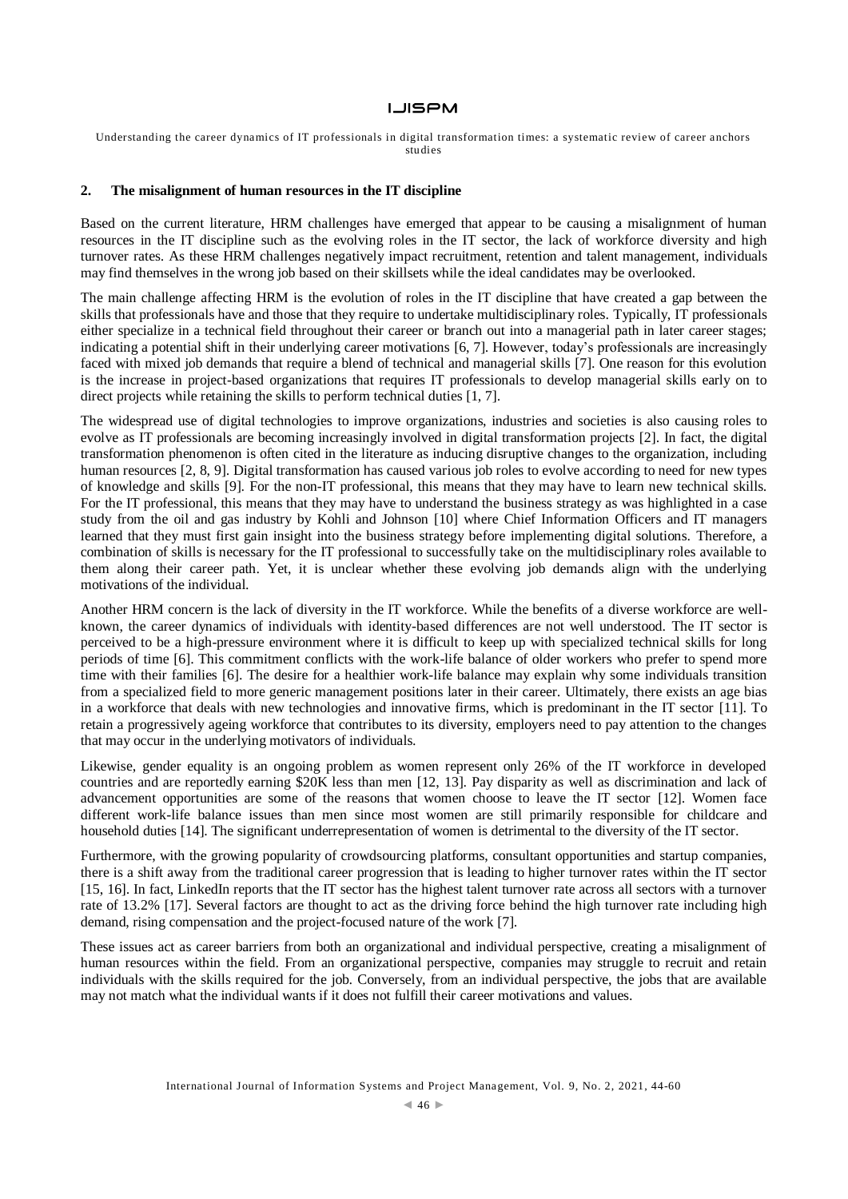## 2. The misalignment of human resources in the IT discipline

Based on the current literature, HRM challenges have emerged that appear to be causing a misalignment of human resources in the IT discipline such as the evolving roles in the IT sector, the lack of workforce diversity and high turnover rates. As these HRM challenges negatively impact recruitment, retention and talent management, individuals may find themselves in the wrong job based on their skillsets while the ideal candidates may be overlooked.

The main challenge affecting HRM is the evolution of roles in the IT discipline that have created a gap between the skills that professionals have and those that they require to undertake multidisciplinary roles. Typically, IT professionals either specialize in a technical field throughout their career or branch out into a managerial path in later career stages; indicating a potential shift in their underlying career motivations [6, 7]. However, today's professionals are increasingly faced with mixed job demands that require a blend of technical and managerial skills [7]. One reason for this evolution is the increase in project-based organizations that requires IT professionals to develop managerial skills early on to direct projects while retaining the skills to perform technical duties [1, 7].

The widespread use of digital technologies to improve organizations, industries and societies is also causing roles to evolve as IT professionals are becoming increasingly involved in digital transformation projects [2]. In fact, the digital transformation phenomenon is often cited in the literature as inducing disruptive changes to the organization, including human resources [2, 8, 9]. Digital transformation has caused various job roles to evolve according to need for new types of knowledge and skills [9]. For the non-IT professional, this means that they may have to learn new technical skills. For the IT professional, this means that they may have to understand the business strategy as was highlighted in a case study from the oil and gas industry by Kohli and Johnson [10] where Chief Information Officers and IT managers learned that they must first gain insight into the business strategy before implementing digital solutions. Therefore, a combination of skills is necessary for the IT professional to successfully take on the multidisciplinary roles available to them along their career path. Yet, it is unclear whether these evolving job demands align with the underlying motivations of the individual.

Another HRM concern is the lack of diversity in the IT workforce. While the benefits of a diverse workforce are well-known, the career dynamics of individuals with identity-based differences are not well understood. The IT sector is perceived to be a high-pressure environment where it is difficult to keep up with specialized technical skills for long periods of time [6]. This commitment conflicts with the work-life balance of older workers who prefer to spend more time with their families [6]. The desire for a healthier work-life balance may explain why some individuals transition from a specialized field to more generic management positions later in their career. Ultimately, there exists an age bias in a workforce that deals with new technologies and innovative firms, which is predominant in the IT sector [11]. To retain a progressively ageing workforce that contributes to its diversity, employers need to pay attention to the changes that may occur in the underlying motivators of individuals.

Likewise, gender equality is an ongoing problem as women represent only 26% of the IT workforce in developed countries and are reportedly earning $20K less than men [12, 13]. Pay disparity as well as discrimination and lack of advancement opportunities are some of the reasons that women choose to leave the IT sector [12]. Women face different work-life balance issues than men since most women are still primarily responsible for childcare and household duties [14]. The significant underrepresentation of women is detrimental to the diversity of the IT sector.

Furthermore, with the growing popularity of crowdsourcing platforms, consultant opportunities and startup companies, there is a shift away from the traditional career progression that is leading to higher turnover rates within the IT sector [15, 16]. In fact, LinkedIn reports that the IT sector has the highest talent turnover rate across all sectors with a turnover rate of 13.2% [17]. Several factors are thought to act as the driving force behind the high turnover rate including high demand, rising compensation and the project-focused nature of the work [7].

These issues act as career barriers from both an organizational and individual perspective, creating a misalignment of human resources within the field. From an organizational perspective, companies may struggle to recruit and retain individuals with the skills required for the job. Conversely, from an individual perspective, the jobs that are available may not match what the individual wants if it does not fulfill their career motivations and values.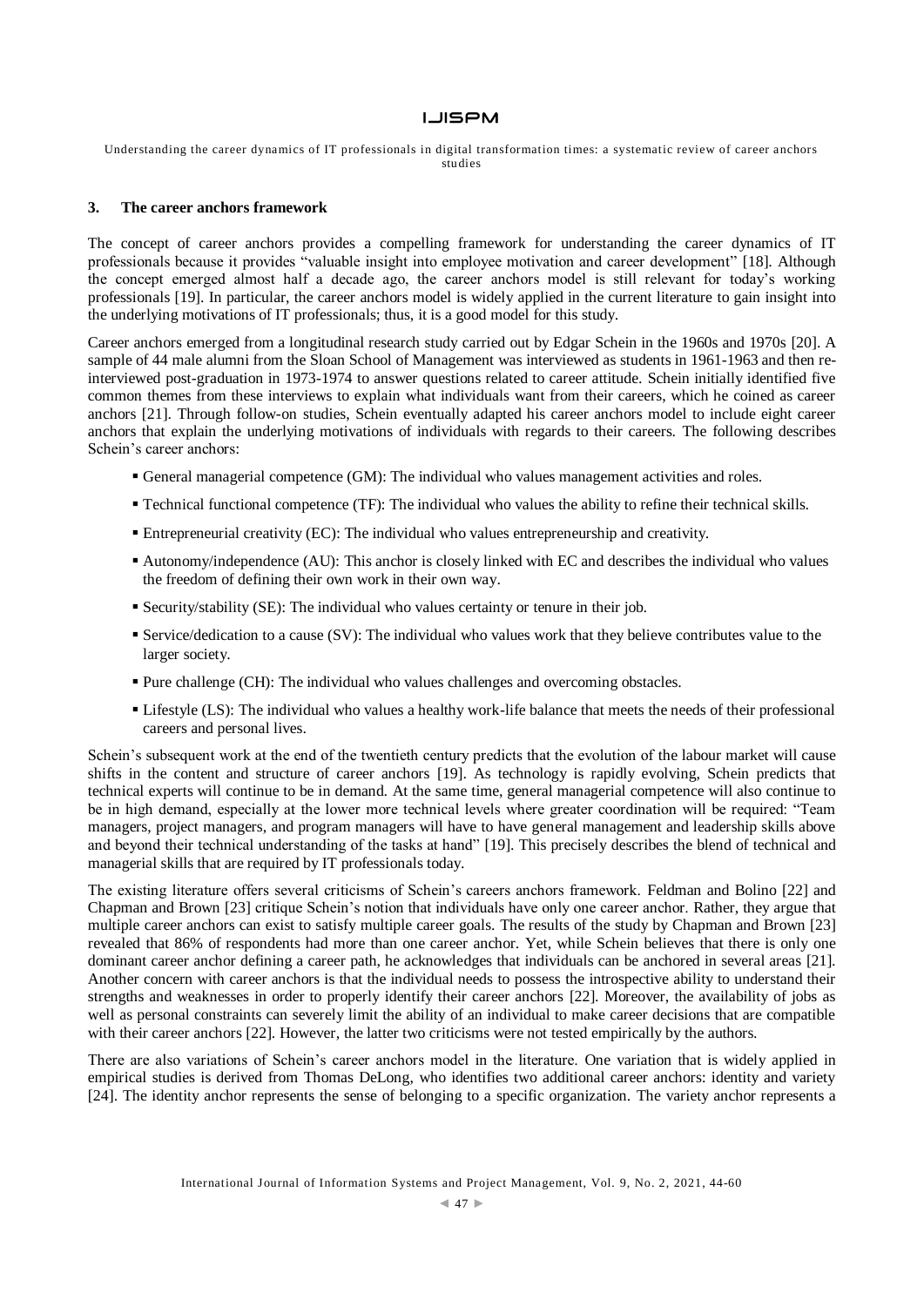## 3. The career anchors framework

The concept of career anchors provides a compelling framework for understanding the career dynamics of IT professionals because it provides "valuable insight into employee motivation and career development" [18]. Although the concept emerged almost half a decade ago, the career anchors model is still relevant for today's working professionals [19]. In particular, the career anchors model is widely applied in the current literature to gain insight into the underlying motivations of IT professionals; thus, it is a good model for this study.

Career anchors emerged from a longitudinal research study carried out by Edgar Schein in the 1960s and 1970s [20]. A sample of 44 male alumni from the Sloan School of Management was interviewed as students in 1961-1963 and then re-interviewed post-graduation in 1973-1974 to answer questions related to career attitude. Schein initially identified five common themes from these interviews to explain what individuals want from their careers, which he coined as career anchors [21]. Through follow-on studies, Schein eventually adapted his career anchors model to include eight career anchors that explain the underlying motivations of individuals with regards to their careers. The following describes Schein's career anchors:

- General managerial competence (GM): The individual who values management activities and roles.
- Technical functional competence (TF): The individual who values the ability to refine their technical skills.
- Entrepreneurial creativity (EC): The individual who values entrepreneurship and creativity.
- Autonomy/independence (AU): This anchor is closely linked with EC and describes the individual who values the freedom of defining their own work in their own way.
- Security/stability (SE): The individual who values certainty or tenure in their job.
- Service/dedication to a cause (SV): The individual who values work that they believe contributes value to the larger society.
- Pure challenge (CH): The individual who values challenges and overcoming obstacles.
- Lifestyle (LS): The individual who values a healthy work-life balance that meets the needs of their professional careers and personal lives.

Schein's subsequent work at the end of the twentieth century predicts that the evolution of the labour market will cause shifts in the content and structure of career anchors [19]. As technology is rapidly evolving, Schein predicts that technical experts will continue to be in demand. At the same time, general managerial competence will also continue to be in high demand, especially at the lower more technical levels where greater coordination will be required: "Team managers, project managers, and program managers will have to have general management and leadership skills above and beyond their technical understanding of the tasks at hand" [19]. This precisely describes the blend of technical and managerial skills that are required by IT professionals today.

The existing literature offers several criticisms of Schein's careers anchors framework. Feldman and Bolino [22] and Chapman and Brown [23] critique Schein's notion that individuals have only one career anchor. Rather, they argue that multiple career anchors can exist to satisfy multiple career goals. The results of the study by Chapman and Brown [23] revealed that 86% of respondents had more than one career anchor. Yet, while Schein believes that there is only one dominant career anchor defining a career path, he acknowledges that individuals can be anchored in several areas [21]. Another concern with career anchors is that the individual needs to possess the introspective ability to understand their strengths and weaknesses in order to properly identify their career anchors [22]. Moreover, the availability of jobs as well as personal constraints can severely limit the ability of an individual to make career decisions that are compatible with their career anchors [22]. However, the latter two criticisms were not tested empirically by the authors.

There are also variations of Schein's career anchors model in the literature. One variation that is widely applied in empirical studies is derived from Thomas DeLong, who identifies two additional career anchors: identity and variety [24]. The identity anchor represents the sense of belonging to a specific organization. The variety anchor represents a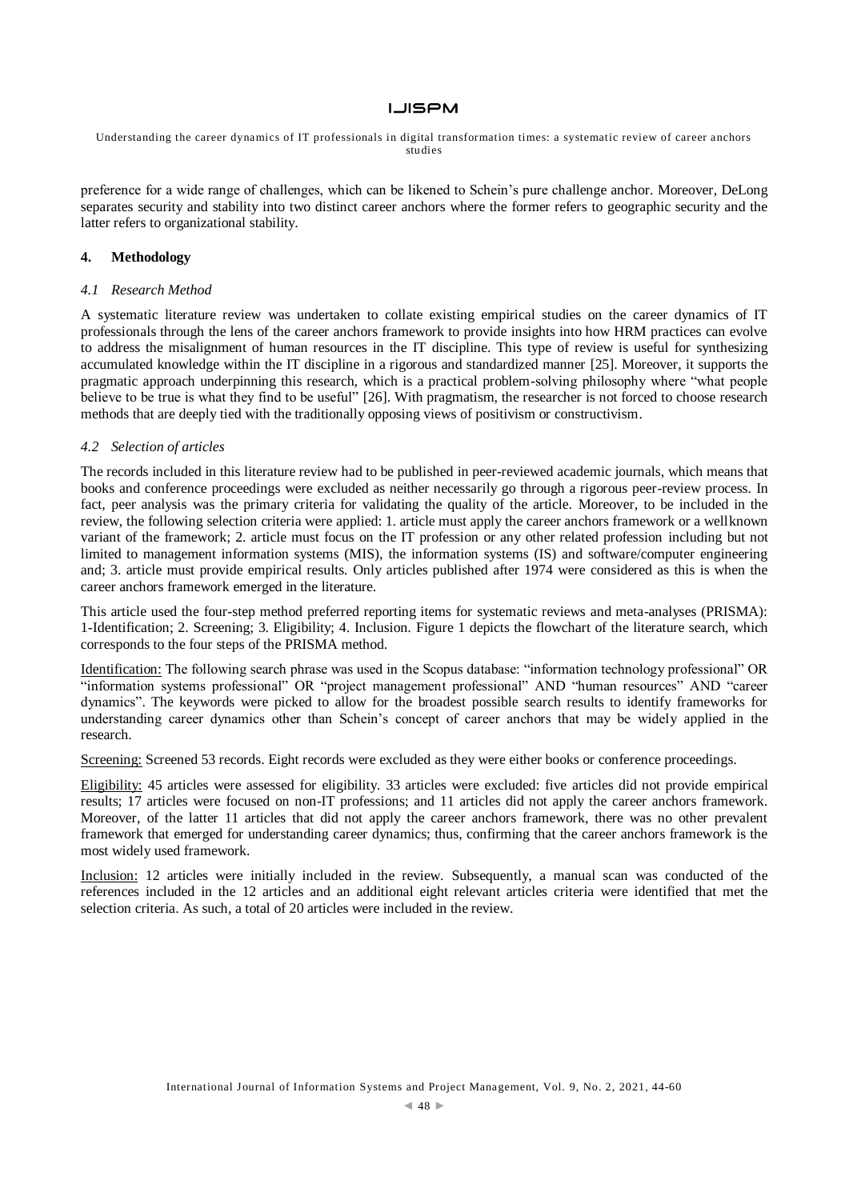preference for a wide range of challenges, which can be likened to Schein's pure challenge anchor. Moreover, DeLong separates security and stability into two distinct career anchors where the former refers to geographic security and the latter refers to organizational stability.

## 4. Methodology

### *4.1 Research Method*

A systematic literature review was undertaken to collate existing empirical studies on the career dynamics of IT professionals through the lens of the career anchors framework to provide insights into how HRM practices can evolve to address the misalignment of human resources in the IT discipline. This type of review is useful for synthesizing accumulated knowledge within the IT discipline in a rigorous and standardized manner [25]. Moreover, it supports the pragmatic approach underpinning this research, which is a practical problem-solving philosophy where "what people believe to be true is what they find to be useful" [26]. With pragmatism, the researcher is not forced to choose research methods that are deeply tied with the traditionally opposing views of positivism or constructivism.

### *4.2 Selection of articles*

The records included in this literature review had to be published in peer-reviewed academic journals, which means that books and conference proceedings were excluded as neither necessarily go through a rigorous peer-review process. In fact, peer analysis was the primary criteria for validating the quality of the article. Moreover, to be included in the review, the following selection criteria were applied: 1. article must apply the career anchors framework or a wellknown variant of the framework; 2. article must focus on the IT profession or any other related profession including but not limited to management information systems (MIS), the information systems (IS) and software/computer engineering and; 3. article must provide empirical results. Only articles published after 1974 were considered as this is when the career anchors framework emerged in the literature.

This article used the four-step method preferred reporting items for systematic reviews and meta-analyses (PRISMA): 1-Identification; 2. Screening; 3. Eligibility; 4. Inclusion. Figure 1 depicts the flowchart of the literature search, which corresponds to the four steps of the PRISMA method.

<u>Identification:</u> The following search phrase was used in the Scopus database: "information technology professional" OR "information systems professional" OR "project management professional" AND "human resources" AND "career dynamics". The keywords were picked to allow for the broadest possible search results to identify frameworks for understanding career dynamics other than Schein's concept of career anchors that may be widely applied in the research.

<u>Screening:</u> Screened 53 records. Eight records were excluded as they were either books or conference proceedings.

<u>Eligibility:</u> 45 articles were assessed for eligibility. 33 articles were excluded: five articles did not provide empirical results; 17 articles were focused on non-IT professions; and 11 articles did not apply the career anchors framework. Moreover, of the latter 11 articles that did not apply the career anchors framework, there was no other prevalent framework that emerged for understanding career dynamics; thus, confirming that the career anchors framework is the most widely used framework.

<u>Inclusion:</u> 12 articles were initially included in the review. Subsequently, a manual scan was conducted of the references included in the 12 articles and an additional eight relevant articles criteria were identified that met the selection criteria. As such, a total of 20 articles were included in the review.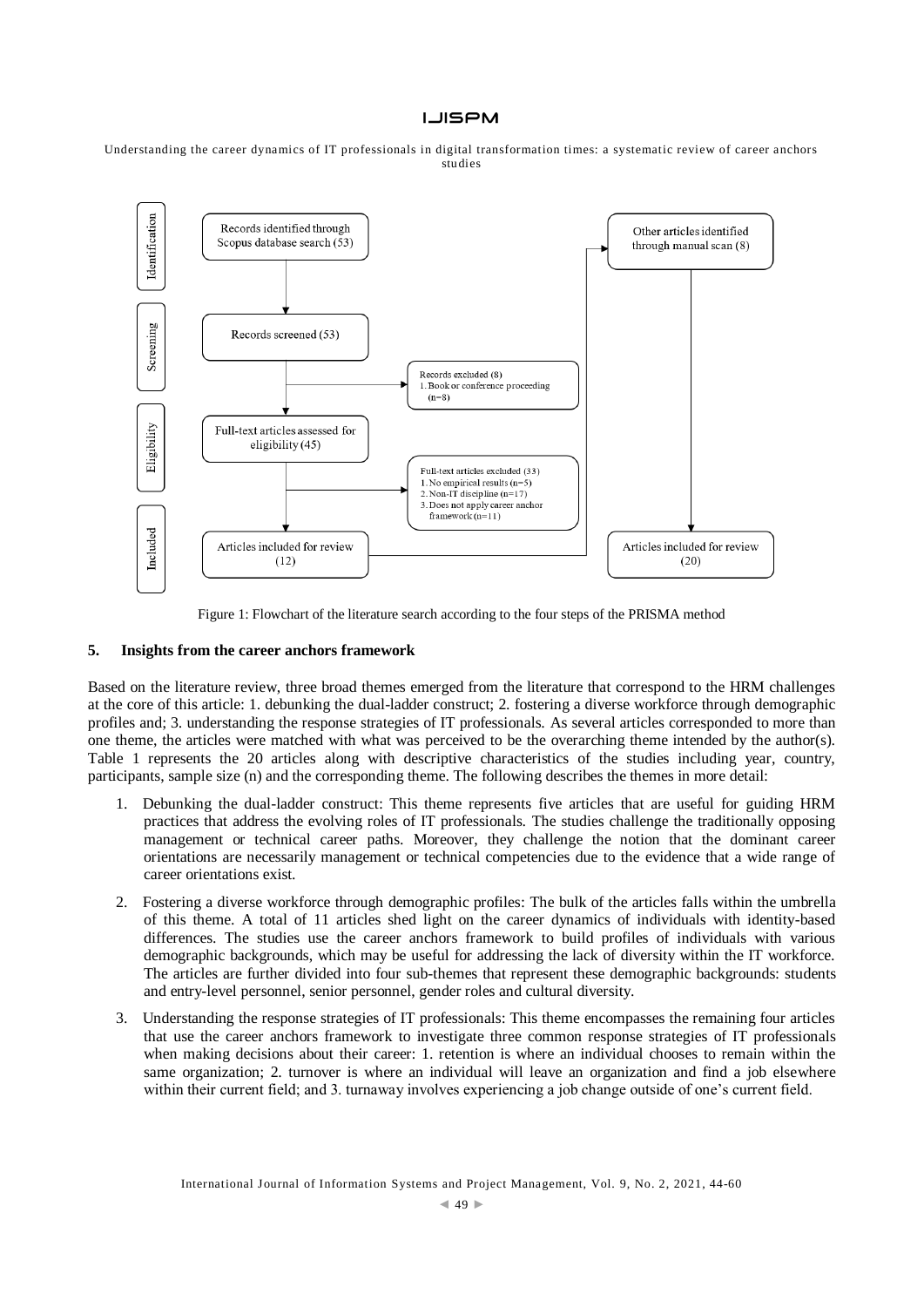Figure 1: Flowchart of the literature search according to the four steps of the PRISMA method

## 5. Insights from the career anchors framework

Based on the literature review, three broad themes emerged from the literature that correspond to the HRM challenges at the core of this article: 1. debunking the dual-ladder construct; 2. fostering a diverse workforce through demographic profiles and; 3. understanding the response strategies of IT professionals. As several articles corresponded to more than one theme, the articles were matched with what was perceived to be the overarching theme intended by the author(s). Table 1 represents the 20 articles along with descriptive characteristics of the studies including year, country, participants, sample size (n) and the corresponding theme. The following describes the themes in more detail:

1. Debunking the dual-ladder construct: This theme represents five articles that are useful for guiding HRM practices that address the evolving roles of IT professionals. The studies challenge the traditionally opposing management or technical career paths. Moreover, they challenge the notion that the dominant career orientations are necessarily management or technical competencies due to the evidence that a wide range of career orientations exist.
2. Fostering a diverse workforce through demographic profiles: The bulk of the articles falls within the umbrella of this theme. A total of 11 articles shed light on the career dynamics of individuals with identity-based differences. The studies use the career anchors framework to build profiles of individuals with various demographic backgrounds, which may be useful for addressing the lack of diversity within the IT workforce. The articles are further divided into four sub-themes that represent these demographic backgrounds: students and entry-level personnel, senior personnel, gender roles and cultural diversity.
3. Understanding the response strategies of IT professionals: This theme encompasses the remaining four articles that use the career anchors framework to investigate three common response strategies of IT professionals when making decisions about their career: 1. retention is where an individual chooses to remain within the same organization; 2. turnover is where an individual will leave an organization and find a job elsewhere within their current field; and 3. turnaway involves experiencing a job change outside of one's current field.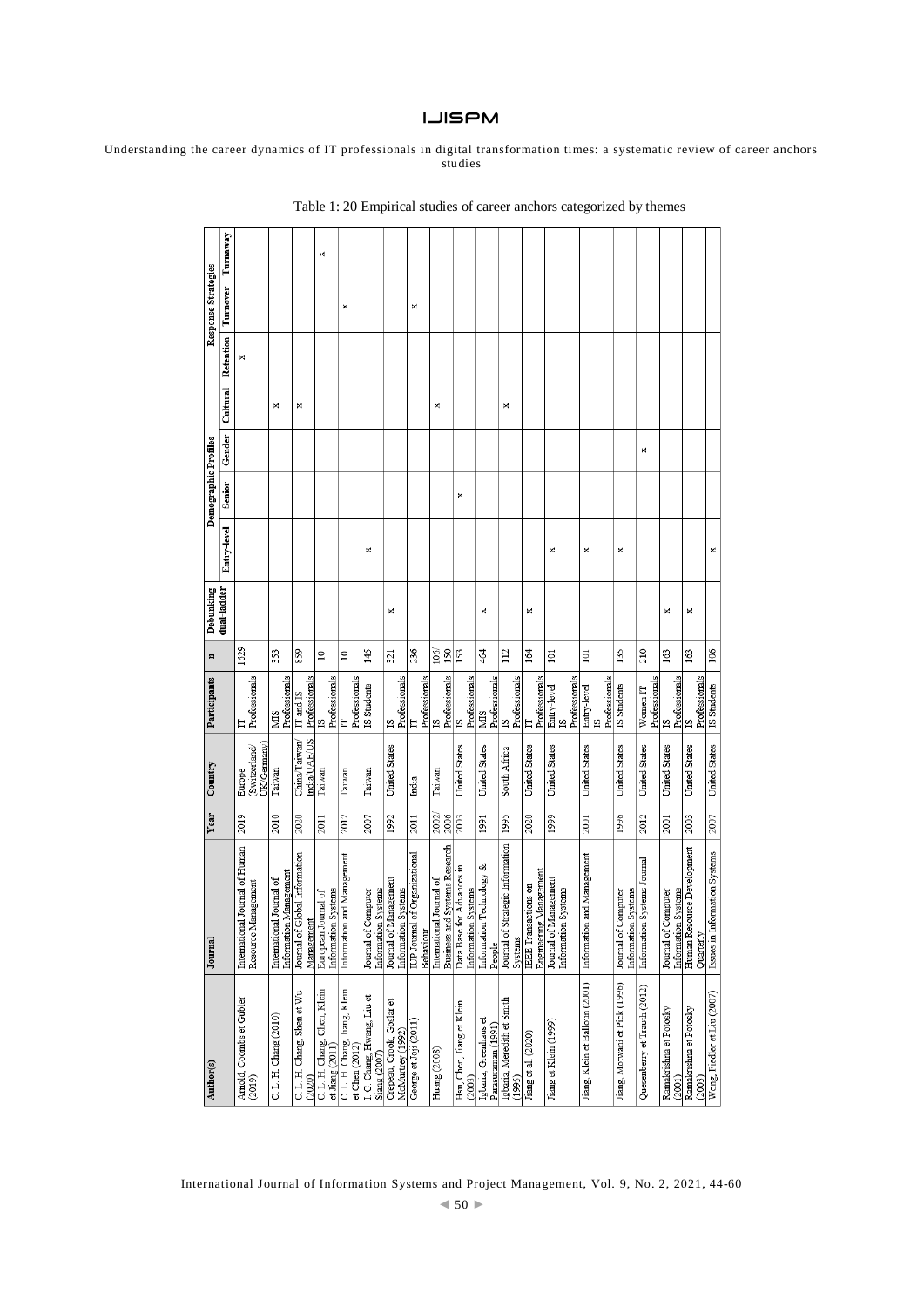Table 1: 20 Empirical studies of career anchors categorized by themes

| Author(s) | Journal | Year | Country | Participants | n | Debunking dual-ladder | Demographic Profiles | | | | Response Strategies | | |
|---|---|---|---|---|---|---|---|---|---|---|---|---|---|
| | | | | | | | Entry-level | Senior | Gender | Cultural | Retention | Turnover | Turnaway |
| Arnold, Coombs et Gubler (2019) | International Journal of Human Resource Management | 2019 | Europe (Switzerland/ UK/Germany) | IT Professionals | 1629 | | | | | | x | | |
| C. L. H. Chang (2010) | International Journal of Information Management | 2010 | Taiwan | MIS Professionals | 353 | | | | | x | | | |
| C. L. H. Chang, Shen et Wu (2020) | Journal of Global Information Management | 2020 | China/Taiwan/ India/UAE/US | IT and IS Professionals | 859 | | | | | x | | | |
| C. L. H. Chang, Chen, Klein et Jiang (2011) | European Journal of Information Systems | 2011 | Taiwan | IS Professionals | 10 | | | | | | | | x |
| C. L. H. Chang, Jiang, Klein et Chen (2012) | Information and Management | 2012 | Taiwan | IT Professionals | 10 | | | | | | | x | |
| I. C. Chang, Hwang, Liu et Siang (2007) | Journal of Computer Information Systems | 2007 | Taiwan | IS Students | 145 | | x | | | | | | |
| Crepeau, Crook, Goslar et McMurtrey (1992) | Journal of Management Information Systems | 1992 | United States | IS Professionals | 321 | x | | | | | | | |
| George et Joji (2011) | IUP Journal of Organizational Behaviour | 2011 | India | IT Professionals | 236 | | | | | | | x | |
| Huang (2008) | International Journal of Business and Systems Research | 2002/ 2006 | Taiwan | IS Professionals | 106/ 150 | | | | | x | | | |
| Hsu, Chen, Jiang et Klein (2003) | Data Base for Advances in Information Systems | 2003 | United States | IS Professionals | 153 | | | x | | | | | |
| Igbaria, Greenhaus et Parasuraman (1991) | Information Technology & People | 1991 | United States | MIS Professionals | 464 | x | | | | | | | |
| Igbaria, Meredith et Smith (1995) | Journal of Strategic Information Systems | 1995 | South Africa | IS Professionals | 112 | | | | | x | | | |
| Jiang et al. (2020) | IEEE Transactions on Engineering Management | 2020 | United States | IT Professionals | 164 | x | | | | | | | |
| Jiang et Klein (1999) | Journal of Management Information Systems | 1999 | United States | Entry-level IS Professionals | 101 | | x | | | | | | |
| Jiang, Klein et Balloun (2001) | Information and Management | 2001 | United States | Entry-level IS Professionals | 101 | | x | | | | | | |
| Jiang, Motwani et Pick (1996) | Journal of Computer Information Systems | 1996 | United States | IS Students | 135 | | x | | | | | | |
| Quesenberry et Trauth (2012) | Information Systems Journal | 2012 | United States | Women IT Professionals | 210 | | | | x | | | | |
| Ramakrishna et Potosky (2001) | Journal of Computer Information Systems | 2001 | United States | IS Professionals | 163 | x | | | | | | | |
| Ramakrishna et Potosky (2003) | Human Resource Development Quarterly | 2003 | United States | IS Professionals | 163 | x | | | | | | | |
| Wong, Fiedler et Liu (2007) | Issues in Information Systems | 2007 | United States | IS Students | 106 | | x | | | | | | |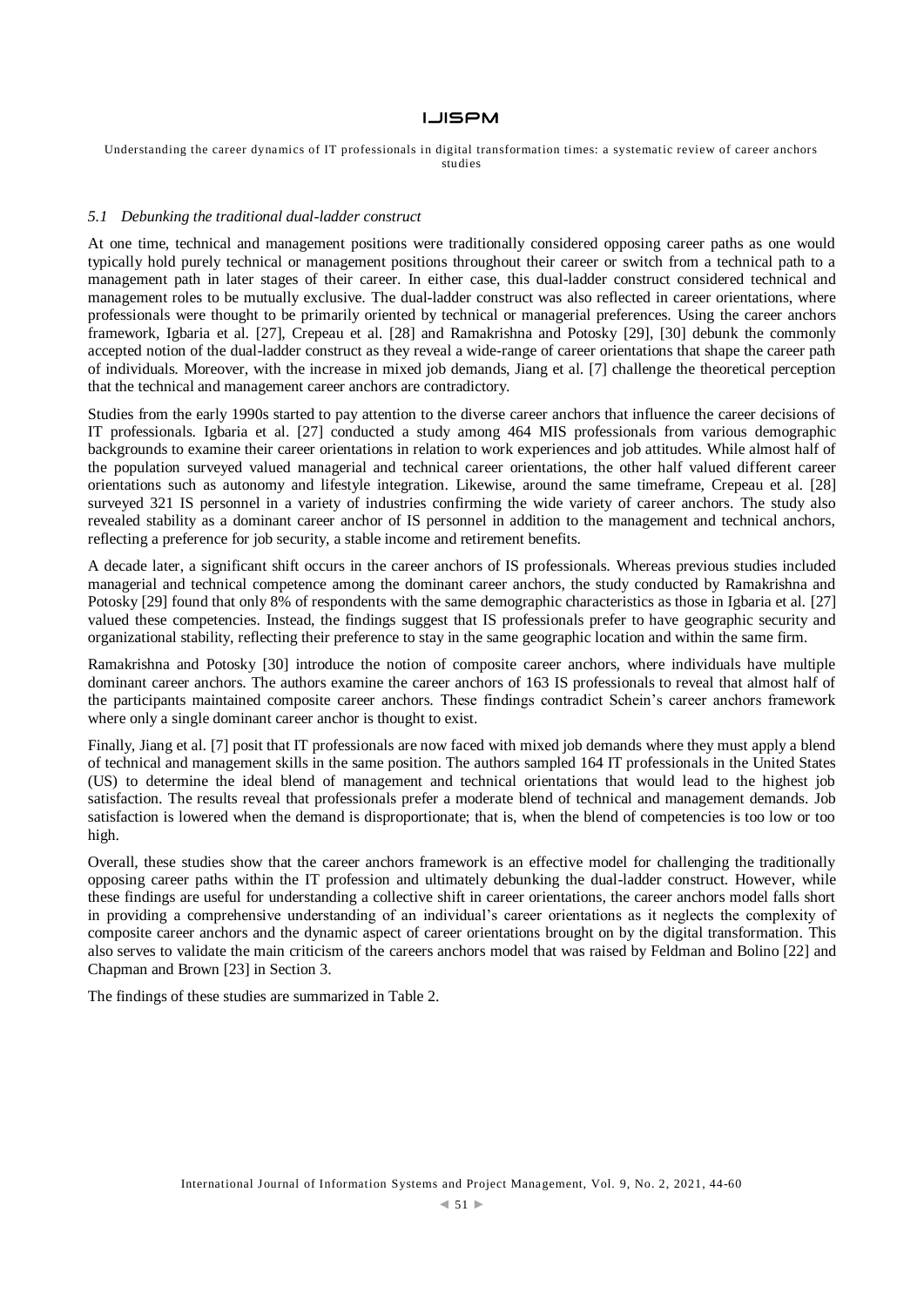### *5.1 Debunking the traditional dual-ladder construct*

At one time, technical and management positions were traditionally considered opposing career paths as one would typically hold purely technical or management positions throughout their career or switch from a technical path to a management path in later stages of their career. In either case, this dual-ladder construct considered technical and management roles to be mutually exclusive. The dual-ladder construct was also reflected in career orientations, where professionals were thought to be primarily oriented by technical or managerial preferences. Using the career anchors framework, Igbaria et al. [27], Crepeau et al. [28] and Ramakrishna and Potosky [29], [30] debunk the commonly accepted notion of the dual-ladder construct as they reveal a wide-range of career orientations that shape the career path of individuals. Moreover, with the increase in mixed job demands, Jiang et al. [7] challenge the theoretical perception that the technical and management career anchors are contradictory.

Studies from the early 1990s started to pay attention to the diverse career anchors that influence the career decisions of IT professionals. Igbaria et al. [27] conducted a study among 464 MIS professionals from various demographic backgrounds to examine their career orientations in relation to work experiences and job attitudes. While almost half of the population surveyed valued managerial and technical career orientations, the other half valued different career orientations such as autonomy and lifestyle integration. Likewise, around the same timeframe, Crepeau et al. [28] surveyed 321 IS personnel in a variety of industries confirming the wide variety of career anchors. The study also revealed stability as a dominant career anchor of IS personnel in addition to the management and technical anchors, reflecting a preference for job security, a stable income and retirement benefits.

A decade later, a significant shift occurs in the career anchors of IS professionals. Whereas previous studies included managerial and technical competence among the dominant career anchors, the study conducted by Ramakrishna and Potosky [29] found that only 8% of respondents with the same demographic characteristics as those in Igbaria et al. [27] valued these competencies. Instead, the findings suggest that IS professionals prefer to have geographic security and organizational stability, reflecting their preference to stay in the same geographic location and within the same firm.

Ramakrishna and Potosky [30] introduce the notion of composite career anchors, where individuals have multiple dominant career anchors. The authors examine the career anchors of 163 IS professionals to reveal that almost half of the participants maintained composite career anchors. These findings contradict Schein's career anchors framework where only a single dominant career anchor is thought to exist.

Finally, Jiang et al. [7] posit that IT professionals are now faced with mixed job demands where they must apply a blend of technical and management skills in the same position. The authors sampled 164 IT professionals in the United States (US) to determine the ideal blend of management and technical orientations that would lead to the highest job satisfaction. The results reveal that professionals prefer a moderate blend of technical and management demands. Job satisfaction is lowered when the demand is disproportionate; that is, when the blend of competencies is too low or too high.

Overall, these studies show that the career anchors framework is an effective model for challenging the traditionally opposing career paths within the IT profession and ultimately debunking the dual-ladder construct. However, while these findings are useful for understanding a collective shift in career orientations, the career anchors model falls short in providing a comprehensive understanding of an individual's career orientations as it neglects the complexity of composite career anchors and the dynamic aspect of career orientations brought on by the digital transformation. This also serves to validate the main criticism of the careers anchors model that was raised by Feldman and Bolino [22] and Chapman and Brown [23] in Section 3.

The findings of these studies are summarized in Table 2.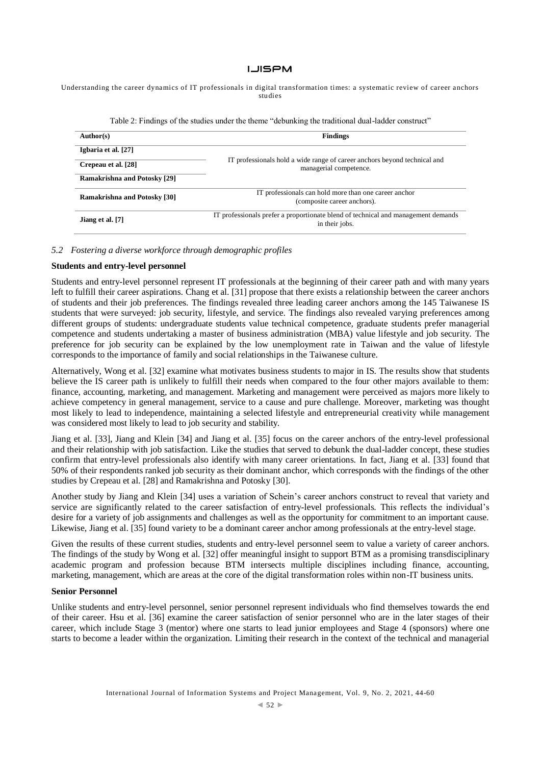Table 2: Findings of the studies under the theme "debunking the traditional dual-ladder construct"

| Author(s) | Findings |
|---|---|
| Igbaria et al. [27] | IT professionals hold a wide range of career anchors beyond technical and managerial competence. |
| Crepeau et al. [28] | |
| Ramakrishna and Potosky [29] | |
| Ramakrishna and Potosky [30] | IT professionals can hold more than one career anchor (composite career anchors). |
| Jiang et al. [7] | IT professionals prefer a proportionate blend of technical and management demands in their jobs. |

### *5.2 Fostering a diverse workforce through demographic profiles*

**Students and entry-level personnel**

Students and entry-level personnel represent IT professionals at the beginning of their career path and with many years left to fulfill their career aspirations. Chang et al. [31] propose that there exists a relationship between the career anchors of students and their job preferences. The findings revealed three leading career anchors among the 145 Taiwanese IS students that were surveyed: job security, lifestyle, and service. The findings also revealed varying preferences among different groups of students: undergraduate students value technical competence, graduate students prefer managerial competence and students undertaking a master of business administration (MBA) value lifestyle and job security. The preference for job security can be explained by the low unemployment rate in Taiwan and the value of lifestyle corresponds to the importance of family and social relationships in the Taiwanese culture.

Alternatively, Wong et al. [32] examine what motivates business students to major in IS. The results show that students believe the IS career path is unlikely to fulfill their needs when compared to the four other majors available to them: finance, accounting, marketing, and management. Marketing and management were perceived as majors more likely to achieve competency in general management, service to a cause and pure challenge. Moreover, marketing was thought most likely to lead to independence, maintaining a selected lifestyle and entrepreneurial creativity while management was considered most likely to lead to job security and stability.

Jiang et al. [33], Jiang and Klein [34] and Jiang et al. [35] focus on the career anchors of the entry-level professional and their relationship with job satisfaction. Like the studies that served to debunk the dual-ladder concept, these studies confirm that entry-level professionals also identify with many career orientations. In fact, Jiang et al. [33] found that 50% of their respondents ranked job security as their dominant anchor, which corresponds with the findings of the other studies by Crepeau et al. [28] and Ramakrishna and Potosky [30].

Another study by Jiang and Klein [34] uses a variation of Schein's career anchors construct to reveal that variety and service are significantly related to the career satisfaction of entry-level professionals. This reflects the individual's desire for a variety of job assignments and challenges as well as the opportunity for commitment to an important cause. Likewise, Jiang et al. [35] found variety to be a dominant career anchor among professionals at the entry-level stage.

Given the results of these current studies, students and entry-level personnel seem to value a variety of career anchors. The findings of the study by Wong et al. [32] offer meaningful insight to support BTM as a promising transdisciplinary academic program and profession because BTM intersects multiple disciplines including finance, accounting, marketing, management, which are areas at the core of the digital transformation roles within non-IT business units.

**Senior Personnel**

Unlike students and entry-level personnel, senior personnel represent individuals who find themselves towards the end of their career. Hsu et al. [36] examine the career satisfaction of senior personnel who are in the later stages of their career, which include Stage 3 (mentor) where one starts to lead junior employees and Stage 4 (sponsors) where one starts to become a leader within the organization. Limiting their research in the context of the technical and managerial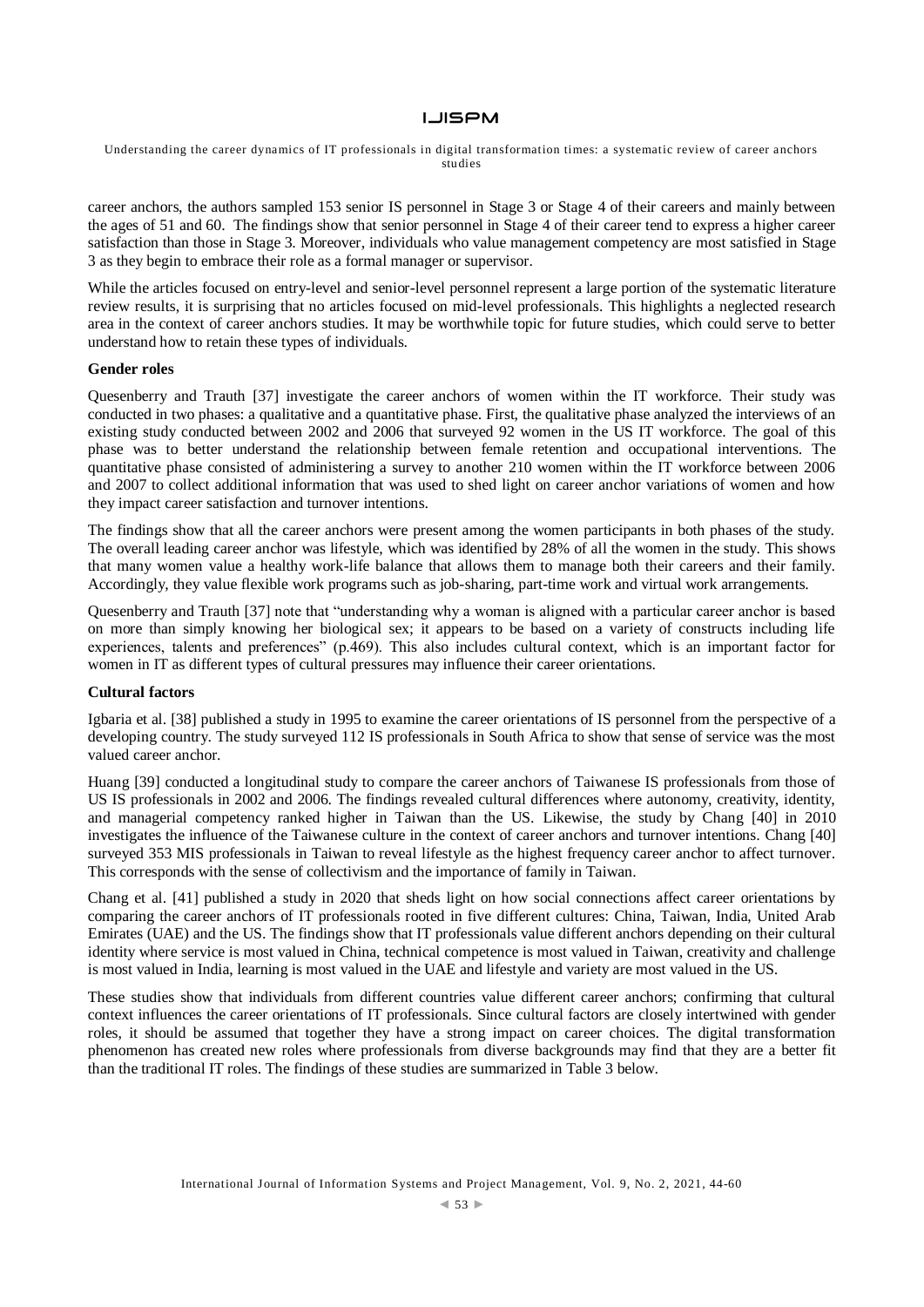career anchors, the authors sampled 153 senior IS personnel in Stage 3 or Stage 4 of their careers and mainly between the ages of 51 and 60. The findings show that senior personnel in Stage 4 of their career tend to express a higher career satisfaction than those in Stage 3. Moreover, individuals who value management competency are most satisfied in Stage 3 as they begin to embrace their role as a formal manager or supervisor.

While the articles focused on entry-level and senior-level personnel represent a large portion of the systematic literature review results, it is surprising that no articles focused on mid-level professionals. This highlights a neglected research area in the context of career anchors studies. It may be worthwhile topic for future studies, which could serve to better understand how to retain these types of individuals.

**Gender roles**

Quesenberry and Trauth [37] investigate the career anchors of women within the IT workforce. Their study was conducted in two phases: a qualitative and a quantitative phase. First, the qualitative phase analyzed the interviews of an existing study conducted between 2002 and 2006 that surveyed 92 women in the US IT workforce. The goal of this phase was to better understand the relationship between female retention and occupational interventions. The quantitative phase consisted of administering a survey to another 210 women within the IT workforce between 2006 and 2007 to collect additional information that was used to shed light on career anchor variations of women and how they impact career satisfaction and turnover intentions.

The findings show that all the career anchors were present among the women participants in both phases of the study. The overall leading career anchor was lifestyle, which was identified by 28% of all the women in the study. This shows that many women value a healthy work-life balance that allows them to manage both their careers and their family. Accordingly, they value flexible work programs such as job-sharing, part-time work and virtual work arrangements.

Quesenberry and Trauth [37] note that "understanding why a woman is aligned with a particular career anchor is based on more than simply knowing her biological sex; it appears to be based on a variety of constructs including life experiences, talents and preferences" (p.469). This also includes cultural context, which is an important factor for women in IT as different types of cultural pressures may influence their career orientations.

**Cultural factors**

Igbaria et al. [38] published a study in 1995 to examine the career orientations of IS personnel from the perspective of a developing country. The study surveyed 112 IS professionals in South Africa to show that sense of service was the most valued career anchor.

Huang [39] conducted a longitudinal study to compare the career anchors of Taiwanese IS professionals from those of US IS professionals in 2002 and 2006. The findings revealed cultural differences where autonomy, creativity, identity, and managerial competency ranked higher in Taiwan than the US. Likewise, the study by Chang [40] in 2010 investigates the influence of the Taiwanese culture in the context of career anchors and turnover intentions. Chang [40] surveyed 353 MIS professionals in Taiwan to reveal lifestyle as the highest frequency career anchor to affect turnover. This corresponds with the sense of collectivism and the importance of family in Taiwan.

Chang et al. [41] published a study in 2020 that sheds light on how social connections affect career orientations by comparing the career anchors of IT professionals rooted in five different cultures: China, Taiwan, India, United Arab Emirates (UAE) and the US. The findings show that IT professionals value different anchors depending on their cultural identity where service is most valued in China, technical competence is most valued in Taiwan, creativity and challenge is most valued in India, learning is most valued in the UAE and lifestyle and variety are most valued in the US.

These studies show that individuals from different countries value different career anchors; confirming that cultural context influences the career orientations of IT professionals. Since cultural factors are closely intertwined with gender roles, it should be assumed that together they have a strong impact on career choices. The digital transformation phenomenon has created new roles where professionals from diverse backgrounds may find that they are a better fit than the traditional IT roles. The findings of these studies are summarized in Table 3 below.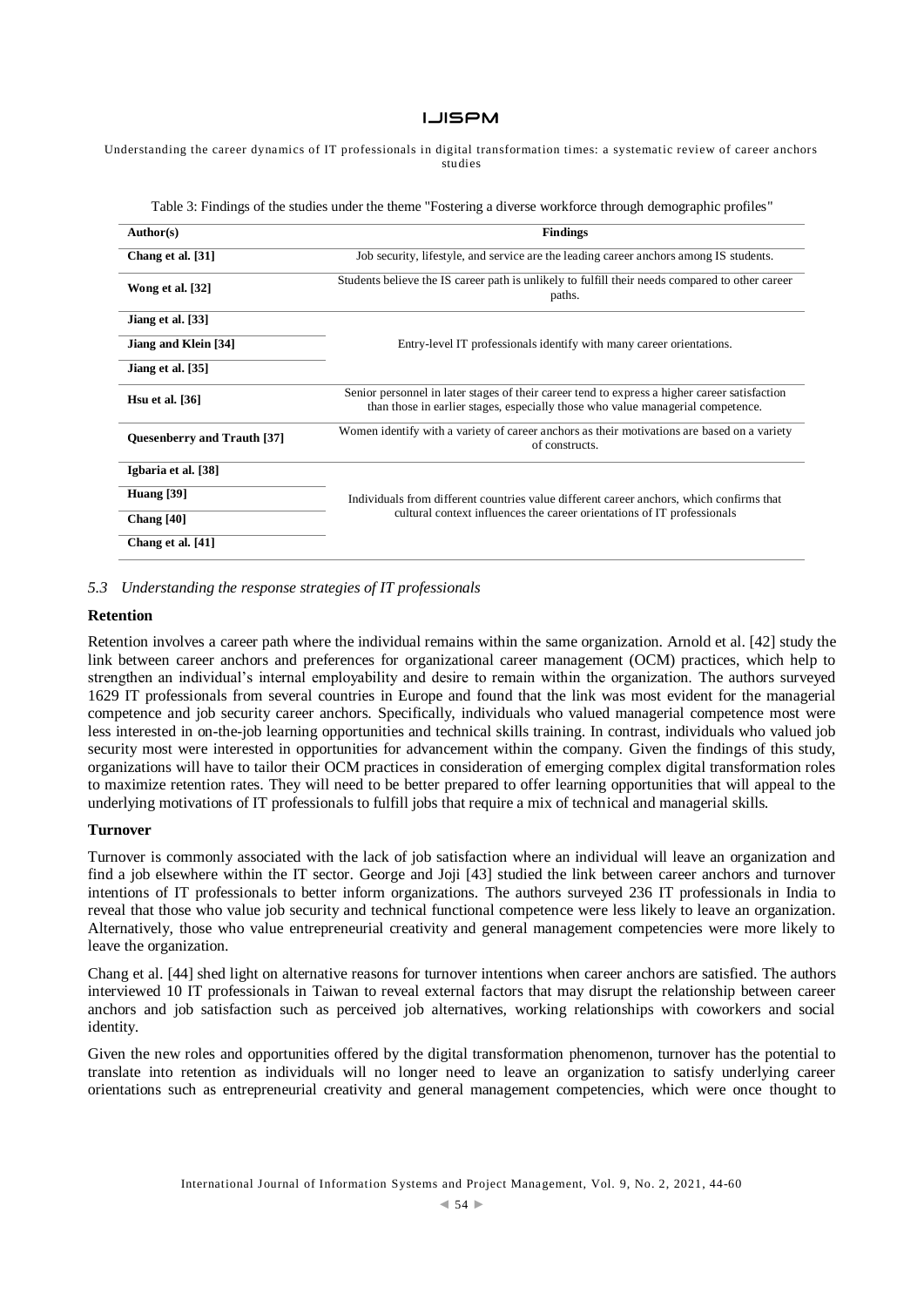Table 3: Findings of the studies under the theme "Fostering a diverse workforce through demographic profiles"

| Author(s) | Findings |
| --- | --- |
| **Chang et al. [31]** | Job security, lifestyle, and service are the leading career anchors among IS students. |
| **Wong et al. [32]** | Students believe the IS career path is unlikely to fulfill their needs compared to other career paths. |
| **Jiang et al. [33]** | Entry-level IT professionals identify with many career orientations. |
| **Jiang and Klein [34]** | |
| **Jiang et al. [35]** | |
| **Hsu et al. [36]** | Senior personnel in later stages of their career tend to express a higher career satisfaction than those in earlier stages, especially those who value managerial competence. |
| **Quesenberry and Trauth [37]** | Women identify with a variety of career anchors as their motivations are based on a variety of constructs. |
| **Igbaria et al. [38]** | Individuals from different countries value different career anchors, which confirms that cultural context influences the career orientations of IT professionals |
| **Huang [39]** | |
| **Chang [40]** | |
| **Chang et al. [41]** | |

### *5.3 Understanding the response strategies of IT professionals*

**Retention**

Retention involves a career path where the individual remains within the same organization. Arnold et al. [42] study the link between career anchors and preferences for organizational career management (OCM) practices, which help to strengthen an individual's internal employability and desire to remain within the organization. The authors surveyed 1629 IT professionals from several countries in Europe and found that the link was most evident for the managerial competence and job security career anchors. Specifically, individuals who valued managerial competence most were less interested in on-the-job learning opportunities and technical skills training. In contrast, individuals who valued job security most were interested in opportunities for advancement within the company. Given the findings of this study, organizations will have to tailor their OCM practices in consideration of emerging complex digital transformation roles to maximize retention rates. They will need to be better prepared to offer learning opportunities that will appeal to the underlying motivations of IT professionals to fulfill jobs that require a mix of technical and managerial skills.

**Turnover**

Turnover is commonly associated with the lack of job satisfaction where an individual will leave an organization and find a job elsewhere within the IT sector. George and Joji [43] studied the link between career anchors and turnover intentions of IT professionals to better inform organizations. The authors surveyed 236 IT professionals in India to reveal that those who value job security and technical functional competence were less likely to leave an organization. Alternatively, those who value entrepreneurial creativity and general management competencies were more likely to leave the organization.

Chang et al. [44] shed light on alternative reasons for turnover intentions when career anchors are satisfied. The authors interviewed 10 IT professionals in Taiwan to reveal external factors that may disrupt the relationship between career anchors and job satisfaction such as perceived job alternatives, working relationships with coworkers and social identity.

Given the new roles and opportunities offered by the digital transformation phenomenon, turnover has the potential to translate into retention as individuals will no longer need to leave an organization to satisfy underlying career orientations such as entrepreneurial creativity and general management competencies, which were once thought to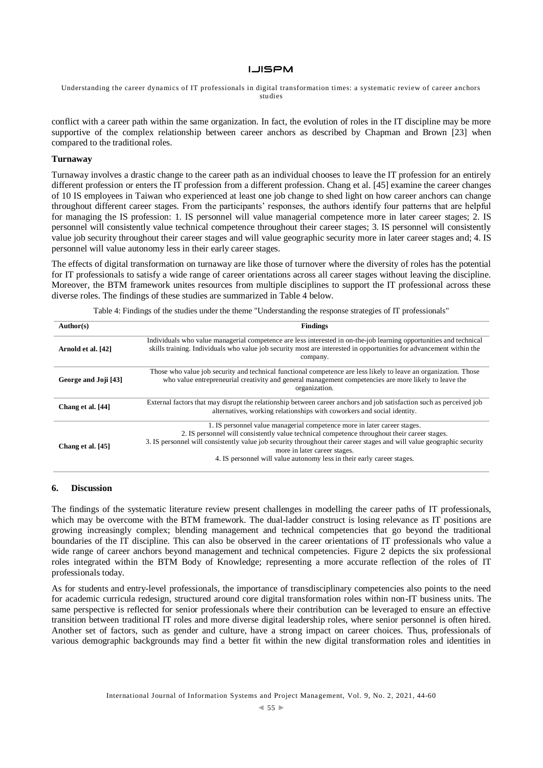conflict with a career path within the same organization. In fact, the evolution of roles in the IT discipline may be more supportive of the complex relationship between career anchors as described by Chapman and Brown [23] when compared to the traditional roles.

### Turnaway

Turnaway involves a drastic change to the career path as an individual chooses to leave the IT profession for an entirely different profession or enters the IT profession from a different profession. Chang et al. [45] examine the career changes of 10 IS employees in Taiwan who experienced at least one job change to shed light on how career anchors can change throughout different career stages. From the participants' responses, the authors identify four patterns that are helpful for managing the IS profession: 1. IS personnel will value managerial competence more in later career stages; 2. IS personnel will consistently value technical competence throughout their career stages; 3. IS personnel will consistently value job security throughout their career stages and will value geographic security more in later career stages and; 4. IS personnel will value autonomy less in their early career stages.

The effects of digital transformation on turnaway are like those of turnover where the diversity of roles has the potential for IT professionals to satisfy a wide range of career orientations across all career stages without leaving the discipline. Moreover, the BTM framework unites resources from multiple disciplines to support the IT professional across these diverse roles. The findings of these studies are summarized in Table 4 below.

Table 4: Findings of the studies under the theme "Understanding the response strategies of IT professionals"

| Author(s) | Findings |
|---|---|
| **Arnold et al. [42]** | Individuals who value managerial competence are less interested in on-the-job learning opportunities and technical skills training. Individuals who value job security most are interested in opportunities for advancement within the company. |
| **George and Joji [43]** | Those who value job security and technical functional competence are less likely to leave an organization. Those who value entrepreneurial creativity and general management competencies are more likely to leave the organization. |
| **Chang et al. [44]** | External factors that may disrupt the relationship between career anchors and job satisfaction such as perceived job alternatives, working relationships with coworkers and social identity. |
| **Chang et al. [45]** | 1. IS personnel value managerial competence more in later career stages. 2. IS personnel will consistently value technical competence throughout their career stages. 3. IS personnel will consistently value job security throughout their career stages and will value geographic security more in later career stages. 4. IS personnel will value autonomy less in their early career stages. |

## 6. Discussion

The findings of the systematic literature review present challenges in modelling the career paths of IT professionals, which may be overcome with the BTM framework. The dual-ladder construct is losing relevance as IT positions are growing increasingly complex; blending management and technical competencies that go beyond the traditional boundaries of the IT discipline. This can also be observed in the career orientations of IT professionals who value a wide range of career anchors beyond management and technical competencies. Figure 2 depicts the six professional roles integrated within the BTM Body of Knowledge; representing a more accurate reflection of the roles of IT professionals today.

As for students and entry-level professionals, the importance of transdisciplinary competencies also points to the need for academic curricula redesign, structured around core digital transformation roles within non-IT business units. The same perspective is reflected for senior professionals where their contribution can be leveraged to ensure an effective transition between traditional IT roles and more diverse digital leadership roles, where senior personnel is often hired. Another set of factors, such as gender and culture, have a strong impact on career choices. Thus, professionals of various demographic backgrounds may find a better fit within the new digital transformation roles and identities in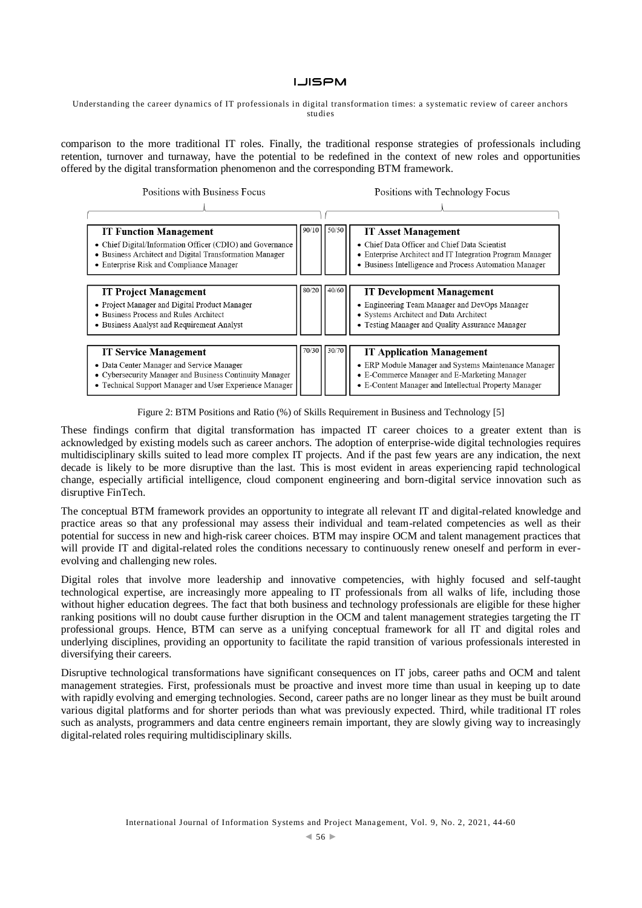comparison to the more traditional IT roles. Finally, the traditional response strategies of professionals including retention, turnover and turnaway, have the potential to be redefined in the context of new roles and opportunities offered by the digital transformation phenomenon and the corresponding BTM framework.

| Positions with Business Focus | Business/Technology (%) | | Positions with Technology Focus |
|---|---|---|---|
| **IT Function Management**<br>• Chief Digital/Information Officer (CDIO) and Governance<br>• Business Architect and Digital Transformation Manager<br>• Enterprise Risk and Compliance Manager | 90/10 | 50/50 | **IT Asset Management**<br>• Chief Data Officer and Chief Data Scientist<br>• Enterprise Architect and IT Integration Program Manager<br>• Business Intelligence and Process Automation Manager |
| **IT Project Management**<br>• Project Manager and Digital Product Manager<br>• Business Process and Rules Architect<br>• Business Analyst and Requirement Analyst | 80/20 | 40/60 | **IT Development Management**<br>• Engineering Team Manager and DevOps Manager<br>• Systems Architect and Data Architect<br>• Testing Manager and Quality Assurance Manager |
| **IT Service Management**<br>• Data Center Manager and Service Manager<br>• Cybersecurity Manager and Business Continuity Manager<br>• Technical Support Manager and User Experience Manager | 70/30 | 30/70 | **IT Application Management**<br>• ERP Module Manager and Systems Maintenance Manager<br>• E-Commerce Manager and E-Marketing Manager<br>• E-Content Manager and Intellectual Property Manager |

Figure 2: BTM Positions and Ratio (%) of Skills Requirement in Business and Technology [5]

These findings confirm that digital transformation has impacted IT career choices to a greater extent than is acknowledged by existing models such as career anchors. The adoption of enterprise-wide digital technologies requires multidisciplinary skills suited to lead more complex IT projects. And if the past few years are any indication, the next decade is likely to be more disruptive than the last. This is most evident in areas experiencing rapid technological change, especially artificial intelligence, cloud component engineering and born-digital service innovation such as disruptive FinTech.

The conceptual BTM framework provides an opportunity to integrate all relevant IT and digital-related knowledge and practice areas so that any professional may assess their individual and team-related competencies as well as their potential for success in new and high-risk career choices. BTM may inspire OCM and talent management practices that will provide IT and digital-related roles the conditions necessary to continuously renew oneself and perform in ever-evolving and challenging new roles.

Digital roles that involve more leadership and innovative competencies, with highly focused and self-taught technological expertise, are increasingly more appealing to IT professionals from all walks of life, including those without higher education degrees. The fact that both business and technology professionals are eligible for these higher ranking positions will no doubt cause further disruption in the OCM and talent management strategies targeting the IT professional groups. Hence, BTM can serve as a unifying conceptual framework for all IT and digital roles and underlying disciplines, providing an opportunity to facilitate the rapid transition of various professionals interested in diversifying their careers.

Disruptive technological transformations have significant consequences on IT jobs, career paths and OCM and talent management strategies. First, professionals must be proactive and invest more time than usual in keeping up to date with rapidly evolving and emerging technologies. Second, career paths are no longer linear as they must be built around various digital platforms and for shorter periods than what was previously expected. Third, while traditional IT roles such as analysts, programmers and data centre engineers remain important, they are slowly giving way to increasingly digital-related roles requiring multidisciplinary skills.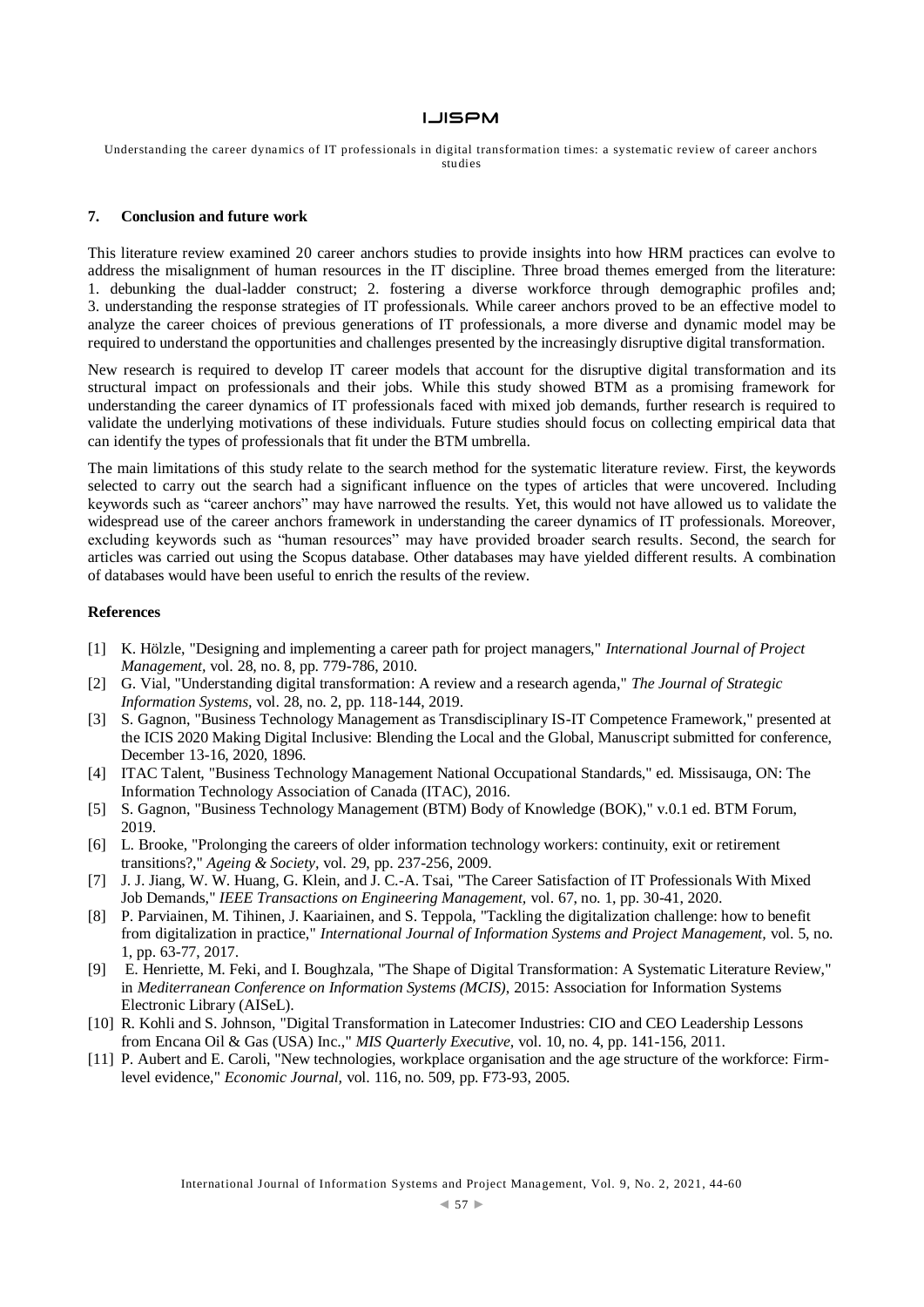## 7. Conclusion and future work

This literature review examined 20 career anchors studies to provide insights into how HRM practices can evolve to address the misalignment of human resources in the IT discipline. Three broad themes emerged from the literature: 1. debunking the dual-ladder construct; 2. fostering a diverse workforce through demographic profiles and; 3. understanding the response strategies of IT professionals. While career anchors proved to be an effective model to analyze the career choices of previous generations of IT professionals, a more diverse and dynamic model may be required to understand the opportunities and challenges presented by the increasingly disruptive digital transformation.

New research is required to develop IT career models that account for the disruptive digital transformation and its structural impact on professionals and their jobs. While this study showed BTM as a promising framework for understanding the career dynamics of IT professionals faced with mixed job demands, further research is required to validate the underlying motivations of these individuals. Future studies should focus on collecting empirical data that can identify the types of professionals that fit under the BTM umbrella.

The main limitations of this study relate to the search method for the systematic literature review. First, the keywords selected to carry out the search had a significant influence on the types of articles that were uncovered. Including keywords such as "career anchors" may have narrowed the results. Yet, this would not have allowed us to validate the widespread use of the career anchors framework in understanding the career dynamics of IT professionals. Moreover, excluding keywords such as "human resources" may have provided broader search results. Second, the search for articles was carried out using the Scopus database. Other databases may have yielded different results. A combination of databases would have been useful to enrich the results of the review.

## References

[1] K. Hölzle, "Designing and implementing a career path for project managers," *International Journal of Project Management*, vol. 28, no. 8, pp. 779-786, 2010.

[2] G. Vial, "Understanding digital transformation: A review and a research agenda," *The Journal of Strategic Information Systems*, vol. 28, no. 2, pp. 118-144, 2019.

[3] S. Gagnon, "Business Technology Management as Transdisciplinary IS-IT Competence Framework," presented at the ICIS 2020 Making Digital Inclusive: Blending the Local and the Global, Manuscript submitted for conference, December 13-16, 2020, 1896.

[4] ITAC Talent, "Business Technology Management National Occupational Standards," ed. Missisauga, ON: The Information Technology Association of Canada (ITAC), 2016.

[5] S. Gagnon, "Business Technology Management (BTM) Body of Knowledge (BOK)," v.0.1 ed. BTM Forum, 2019.

[6] L. Brooke, "Prolonging the careers of older information technology workers: continuity, exit or retirement transitions?," *Ageing & Society*, vol. 29, pp. 237-256, 2009.

[7] J. J. Jiang, W. W. Huang, G. Klein, and J. C.-A. Tsai, "The Career Satisfaction of IT Professionals With Mixed Job Demands," *IEEE Transactions on Engineering Management*, vol. 67, no. 1, pp. 30-41, 2020.

[8] P. Parviainen, M. Tihinen, J. Kaariainen, and S. Teppola, "Tackling the digitalization challenge: how to benefit from digitalization in practice," *International Journal of Information Systems and Project Management*, vol. 5, no. 1, pp. 63-77, 2017.

[9] E. Henriette, M. Feki, and I. Boughzala, "The Shape of Digital Transformation: A Systematic Literature Review," in *Mediterranean Conference on Information Systems (MCIS)*, 2015: Association for Information Systems Electronic Library (AISeL).

[10] R. Kohli and S. Johnson, "Digital Transformation in Latecomer Industries: CIO and CEO Leadership Lessons from Encana Oil & Gas (USA) Inc.," *MIS Quarterly Executive*, vol. 10, no. 4, pp. 141-156, 2011.

[11] P. Aubert and E. Caroli, "New technologies, workplace organisation and the age structure of the workforce: Firm-level evidence," *Economic Journal*, vol. 116, no. 509, pp. F73-93, 2005.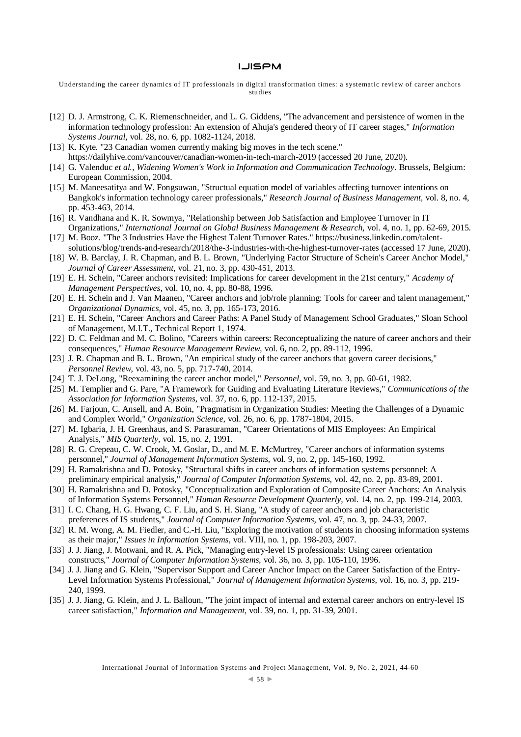[12] D. J. Armstrong, C. K. Riemenschneider, and L. G. Giddens, "The advancement and persistence of women in the information technology profession: An extension of Ahuja's gendered theory of IT career stages," *Information Systems Journal*, vol. 28, no. 6, pp. 1082-1124, 2018.

[13] K. Kyte. "23 Canadian women currently making big moves in the tech scene." https://dailyhive.com/vancouver/canadian-women-in-tech-march-2019 (accessed 20 June, 2020).

[14] G. Valenduc *et al.*, *Widening Women's Work in Information and Communication Technology*. Brussels, Belgium: European Commission, 2004.

[15] M. Maneesatitya and W. Fongsuwan, "Structual equation model of variables affecting turnover intentions on Bangkok's information technology career professionals," *Research Journal of Business Management*, vol. 8, no. 4, pp. 453-463, 2014.

[16] R. Vandhana and K. R. Sowmya, "Relationship between Job Satisfaction and Employee Turnover in IT Organizations," *International Journal on Global Business Management & Research*, vol. 4, no. 1, pp. 62-69, 2015.

[17] M. Booz. "The 3 Industries Have the Highest Talent Turnover Rates." https://business.linkedin.com/talent-solutions/blog/trends-and-research/2018/the-3-industries-with-the-highest-turnover-rates (accessed 17 June, 2020).

[18] W. B. Barclay, J. R. Chapman, and B. L. Brown, "Underlying Factor Structure of Schein's Career Anchor Model," *Journal of Career Assessment*, vol. 21, no. 3, pp. 430-451, 2013.

[19] E. H. Schein, "Career anchors revisited: Implications for career development in the 21st century," *Academy of Management Perspectives*, vol. 10, no. 4, pp. 80-88, 1996.

[20] E. H. Schein and J. Van Maanen, "Career anchors and job/role planning: Tools for career and talent management," *Organizational Dynamics*, vol. 45, no. 3, pp. 165-173, 2016.

[21] E. H. Schein, "Career Anchors and Career Paths: A Panel Study of Management School Graduates," Sloan School of Management, M.I.T., Technical Report 1, 1974.

[22] D. C. Feldman and M. C. Bolino, "Careers within careers: Reconceptualizing the nature of career anchors and their consequences," *Human Resource Management Review*, vol. 6, no. 2, pp. 89-112, 1996.

[23] J. R. Chapman and B. L. Brown, "An empirical study of the career anchors that govern career decisions," *Personnel Review*, vol. 43, no. 5, pp. 717-740, 2014.

[24] T. J. DeLong, "Reexamining the career anchor model," *Personnel*, vol. 59, no. 3, pp. 60-61, 1982.

[25] M. Templier and G. Pare, "A Framework for Guiding and Evaluating Literature Reviews," *Communications of the Association for Information Systems*, vol. 37, no. 6, pp. 112-137, 2015.

[26] M. Farjoun, C. Ansell, and A. Boin, "Pragmatism in Organization Studies: Meeting the Challenges of a Dynamic and Complex World," *Organization Science*, vol. 26, no. 6, pp. 1787-1804, 2015.

[27] M. Igbaria, J. H. Greenhaus, and S. Parasuraman, "Career Orientations of MIS Employees: An Empirical Analysis," *MIS Quarterly*, vol. 15, no. 2, 1991.

[28] R. G. Crepeau, C. W. Crook, M. Goslar, D., and M. E. McMurtrey, "Career anchors of information systems personnel," *Journal of Management Information Systems*, vol. 9, no. 2, pp. 145-160, 1992.

[29] H. Ramakrishna and D. Potosky, "Structural shifts in career anchors of information systems personnel: A preliminary empirical analysis," *Journal of Computer Information Systems*, vol. 42, no. 2, pp. 83-89, 2001.

[30] H. Ramakrishna and D. Potosky, "Conceptualization and Exploration of Composite Career Anchors: An Analysis of Information Systems Personnel," *Human Resource Development Quarterly*, vol. 14, no. 2, pp. 199-214, 2003.

[31] I. C. Chang, H. G. Hwang, C. F. Liu, and S. H. Siang, "A study of career anchors and job characteristic preferences of IS students," *Journal of Computer Information Systems*, vol. 47, no. 3, pp. 24-33, 2007.

[32] R. M. Wong, A. M. Fiedler, and C.-H. Liu, "Exploring the motivation of students in choosing information systems as their major," *Issues in Information Systems*, vol. VIII, no. 1, pp. 198-203, 2007.

[33] J. J. Jiang, J. Motwani, and R. A. Pick, "Managing entry-level IS professionals: Using career orientation constructs," *Journal of Computer Information Systems*, vol. 36, no. 3, pp. 105-110, 1996.

[34] J. J. Jiang and G. Klein, "Supervisor Support and Career Anchor Impact on the Career Satisfaction of the Entry-Level Information Systems Professional," *Journal of Management Information Systems*, vol. 16, no. 3, pp. 219-240, 1999.

[35] J. J. Jiang, G. Klein, and J. L. Balloun, "The joint impact of internal and external career anchors on entry-level IS career satisfaction," *Information and Management*, vol. 39, no. 1, pp. 31-39, 2001.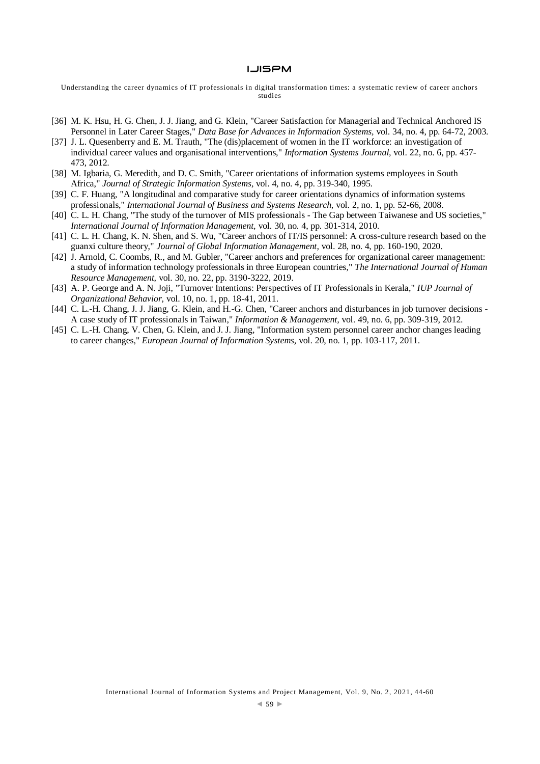[36] M. K. Hsu, H. G. Chen, J. J. Jiang, and G. Klein, "Career Satisfaction for Managerial and Technical Anchored IS Personnel in Later Career Stages," *Data Base for Advances in Information Systems*, vol. 34, no. 4, pp. 64-72, 2003.

[37] J. L. Quesenberry and E. M. Trauth, "The (dis)placement of women in the IT workforce: an investigation of individual career values and organisational interventions," *Information Systems Journal*, vol. 22, no. 6, pp. 457-473, 2012.

[38] M. Igbaria, G. Meredith, and D. C. Smith, "Career orientations of information systems employees in South Africa," *Journal of Strategic Information Systems*, vol. 4, no. 4, pp. 319-340, 1995.

[39] C. F. Huang, "A longitudinal and comparative study for career orientations dynamics of information systems professionals," *International Journal of Business and Systems Research*, vol. 2, no. 1, pp. 52-66, 2008.

[40] C. L. H. Chang, "The study of the turnover of MIS professionals - The Gap between Taiwanese and US societies," *International Journal of Information Management*, vol. 30, no. 4, pp. 301-314, 2010.

[41] C. L. H. Chang, K. N. Shen, and S. Wu, "Career anchors of IT/IS personnel: A cross-culture research based on the guanxi culture theory," *Journal of Global Information Management*, vol. 28, no. 4, pp. 160-190, 2020.

[42] J. Arnold, C. Coombs, R., and M. Gubler, "Career anchors and preferences for organizational career management: a study of information technology professionals in three European countries," *The International Journal of Human Resource Management*, vol. 30, no. 22, pp. 3190-3222, 2019.

[43] A. P. George and A. N. Joji, "Turnover Intentions: Perspectives of IT Professionals in Kerala," *IUP Journal of Organizational Behavior*, vol. 10, no. 1, pp. 18-41, 2011.

[44] C. L.-H. Chang, J. J. Jiang, G. Klein, and H.-G. Chen, "Career anchors and disturbances in job turnover decisions - A case study of IT professionals in Taiwan," *Information & Management*, vol. 49, no. 6, pp. 309-319, 2012.

[45] C. L.-H. Chang, V. Chen, G. Klein, and J. J. Jiang, "Information system personnel career anchor changes leading to career changes," *European Journal of Information Systems*, vol. 20, no. 1, pp. 103-117, 2011.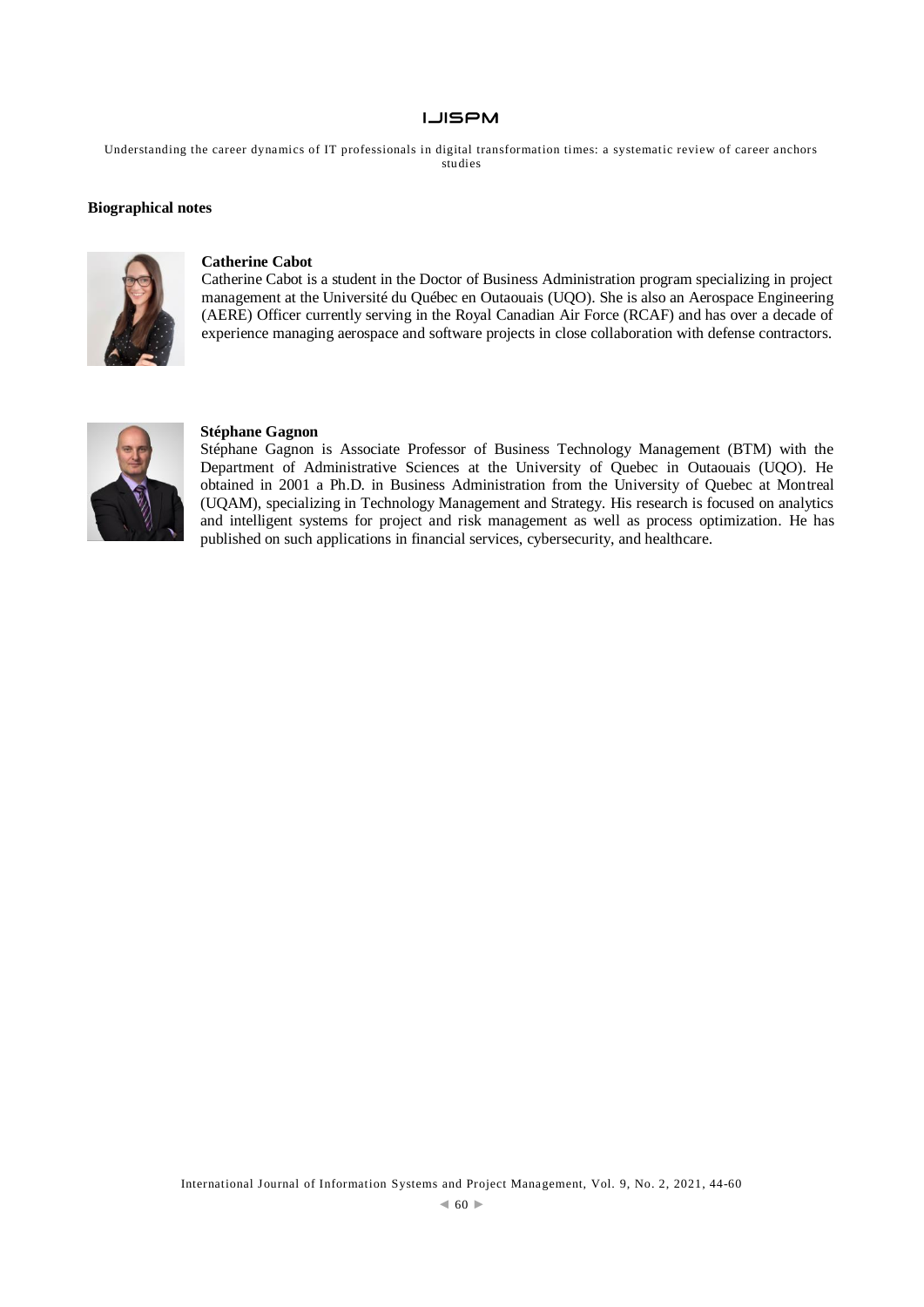## Biographical notes

**Catherine Cabot**

Catherine Cabot is a student in the Doctor of Business Administration program specializing in project management at the Université du Québec en Outaouais (UQO). She is also an Aerospace Engineering (AERE) Officer currently serving in the Royal Canadian Air Force (RCAF) and has over a decade of experience managing aerospace and software projects in close collaboration with defense contractors.

**Stéphane Gagnon**

Stéphane Gagnon is Associate Professor of Business Technology Management (BTM) with the Department of Administrative Sciences at the University of Quebec in Outaouais (UQO). He obtained in 2001 a Ph.D. in Business Administration from the University of Quebec at Montreal (UQAM), specializing in Technology Management and Strategy. His research is focused on analytics and intelligent systems for project and risk management as well as process optimization. He has published on such applications in financial services, cybersecurity, and healthcare.